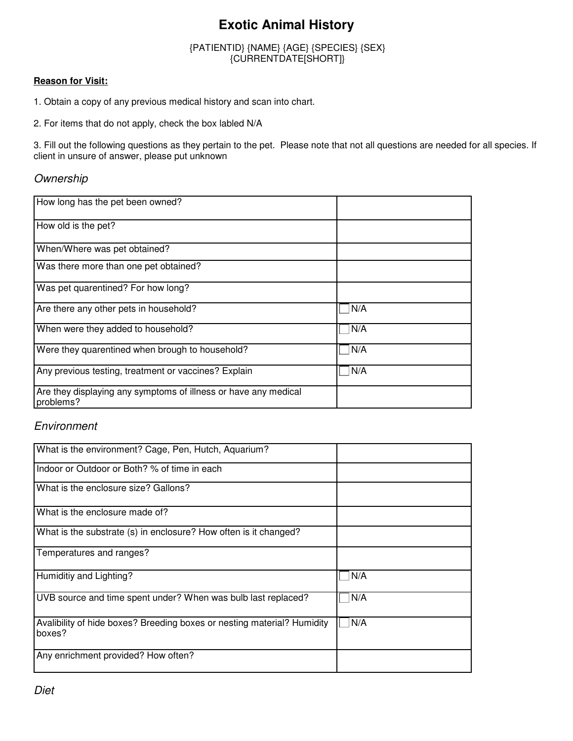# Exotic Animal History

{PATIENTID} {NAME} {AGE} {SPECIES} {SEX}
{CURRENTDATE[SHORT]}

**Reason for Visit:**

1. Obtain a copy of any previous medical history and scan into chart.

2. For items that do not apply, check the box labled N/A

3. Fill out the following questions as they pertain to the pet. Please note that not all questions are needed for all species. If client in unsure of answer, please put unknown

## *Ownership*

| | |
|---|---|
| How long has the pet been owned? | |
| How old is the pet? | |
| When/Where was pet obtained? | |
| Was there more than one pet obtained? | |
| Was pet quarentined? For how long? | |
| Are there any other pets in household? | ☐ N/A |
| When were they added to household? | ☐ N/A |
| Were they quarentined when brough to household? | ☐ N/A |
| Any previous testing, treatment or vaccines? Explain | ☐ N/A |
| Are they displaying any symptoms of illness or have any medical problems? | |

## *Environment*

| | |
|---|---|
| What is the environment? Cage, Pen, Hutch, Aquarium? | |
| Indoor or Outdoor or Both? % of time in each | |
| What is the enclosure size? Gallons? | |
| What is the enclosure made of? | |
| What is the substrate (s) in enclosure? How often is it changed? | |
| Temperatures and ranges? | |
| Humiditiy and Lighting? | ☐ N/A |
| UVB source and time spent under? When was bulb last replaced? | ☐ N/A |
| Avalibility of hide boxes? Breeding boxes or nesting material? Humidity boxes? | ☐ N/A |
| Any enrichment provided? How often? | |

## *Diet*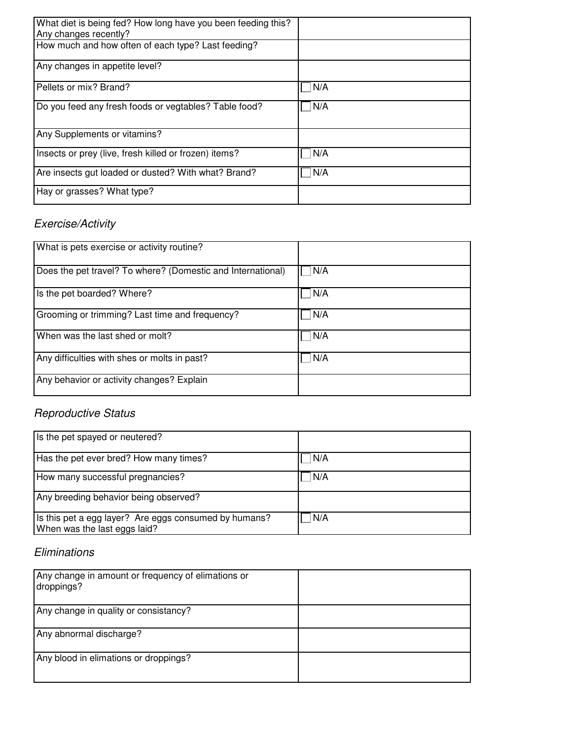| | |
|---|---|
| What diet is being fed? How long have you been feeding this? Any changes recently? | |
| How much and how often of each type? Last feeding? | |
| Any changes in appetite level? | |
| Pellets or mix? Brand? | ☐ N/A |
| Do you feed any fresh foods or vegtables? Table food? | ☐ N/A |
| Any Supplements or vitamins? | |
| Insects or prey (live, fresh killed or frozen) items? | ☐ N/A |
| Are insects gut loaded or dusted? With what? Brand? | ☐ N/A |
| Hay or grasses? What type? | |

## *Exercise/Activity*

| | |
|---|---|
| What is pets exercise or activity routine? | |
| Does the pet travel? To where? (Domestic and International) | ☐ N/A |
| Is the pet boarded? Where? | ☐ N/A |
| Grooming or trimming? Last time and frequency? | ☐ N/A |
| When was the last shed or molt? | ☐ N/A |
| Any difficulties with shes or molts in past? | ☐ N/A |
| Any behavior or activity changes? Explain | |

## *Reproductive Status*

| | |
|---|---|
| Is the pet spayed or neutered? | |
| Has the pet ever bred? How many times? | ☐ N/A |
| How many successful pregnancies? | ☐ N/A |
| Any breeding behavior being observed? | |
| Is this pet a egg layer? Are eggs consumed by humans? When was the last eggs laid? | ☐ N/A |

## *Eliminations*

| | |
|---|---|
| Any change in amount or frequency of elimations or droppings? | |
| Any change in quality or consistancy? | |
| Any abnormal discharge? | |
| Any blood in elimations or droppings? | |